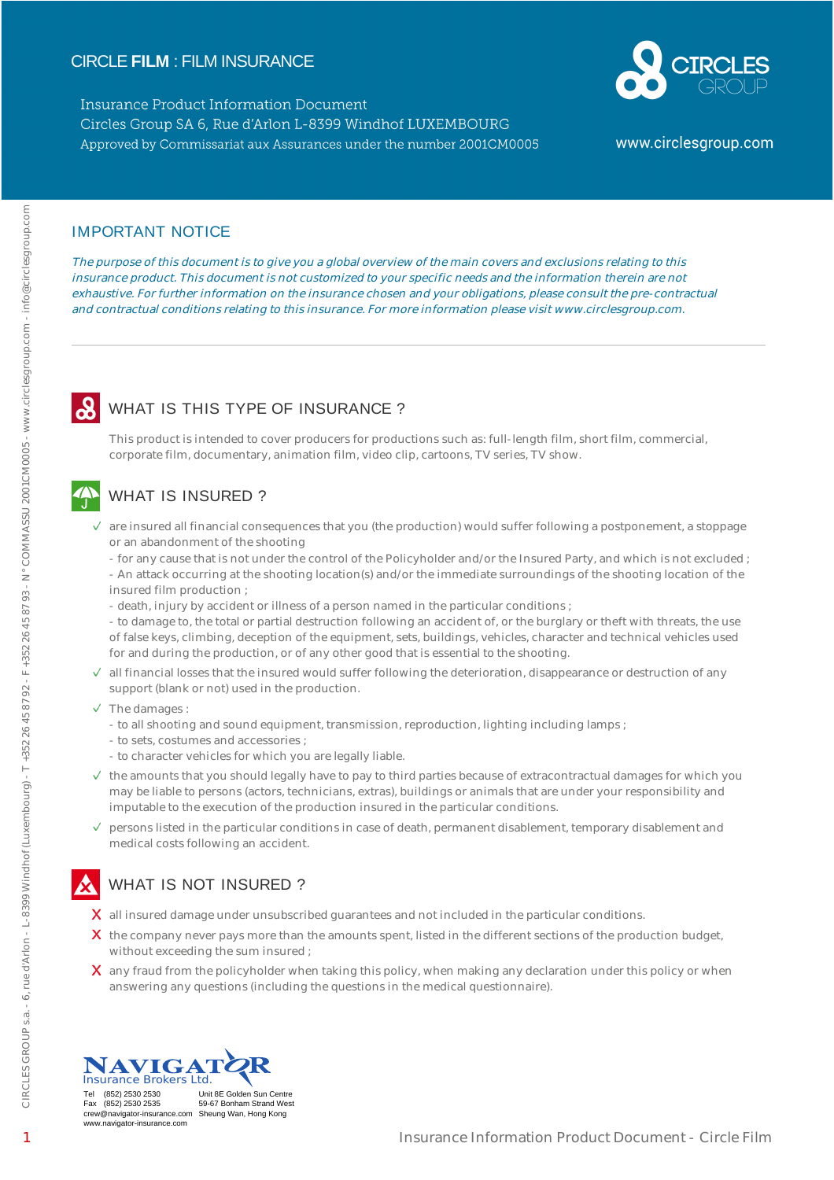# CIRCLE **FILM** : FILM INSURANCE

Insurance Product Information Document
Circles Group SA 6, Rue d'Arlon L-8399 Windhof LUXEMBOURG
Approved by Commissariat aux Assurances under the number 2001CM0005

CIRCLES GROUP

www.circlesgroup.com

CIRCLES GROUP s.a. - 6, rue d'Arlon - L-8399 Windhof (Luxembourg) - T +352 26 45 87 92 - F +352 26 45 87 93 - N° COMMASSU 2001CM0005 - www.circlesgroup.com - info@circlesgroup.com

## IMPORTANT NOTICE

*The purpose of this document is to give you a global overview of the main covers and exclusions relating to this insurance product. This document is not customized to your specific needs and the information therein are not exhaustive. For further information on the insurance chosen and your obligations, please consult the pre-contractual and contractual conditions relating to this insurance. For more information please visit www.circlesgroup.com.*

---

## WHAT IS THIS TYPE OF INSURANCE ?

This product is intended to cover producers for productions such as: full-length film, short film, commercial, corporate film, documentary, animation film, video clip, cartoons, TV series, TV show.

## WHAT IS INSURED ?

- ✓ are insured all financial consequences that you (the production) would suffer following a postponement, a stoppage or an abandonment of the shooting
  - for any cause that is not under the control of the Policyholder and/or the Insured Party, and which is not excluded ;
  - An attack occurring at the shooting location(s) and/or the immediate surroundings of the shooting location of the insured film production ;
  - death, injury by accident or illness of a person named in the particular conditions ;
  - to damage to, the total or partial destruction following an accident of, or the burglary or theft with threats, the use of false keys, climbing, deception of the equipment, sets, buildings, vehicles, character and technical vehicles used for and during the production, or of any other good that is essential to the shooting.
- ✓ all financial losses that the insured would suffer following the deterioration, disappearance or destruction of any support (blank or not) used in the production.
- ✓ The damages :
  - to all shooting and sound equipment, transmission, reproduction, lighting including lamps ;
  - to sets, costumes and accessories ;
  - to character vehicles for which you are legally liable.
- ✓ the amounts that you should legally have to pay to third parties because of extracontractual damages for which you may be liable to persons (actors, technicians, extras), buildings or animals that are under your responsibility and imputable to the execution of the production insured in the particular conditions.
- ✓ persons listed in the particular conditions in case of death, permanent disablement, temporary disablement and medical costs following an accident.

## WHAT IS NOT INSURED ?

- X all insured damage under unsubscribed guarantees and not included in the particular conditions.
- X the company never pays more than the amounts spent, listed in the different sections of the production budget, without exceeding the sum insured ;
- X any fraud from the policyholder when taking this policy, when making any declaration under this policy or when answering any questions (including the questions in the medical questionnaire).

NAVIGATOR
Insurance Brokers Ltd.

Tel (852) 2530 2530
Fax (852) 2530 2535
crew@navigator-insurance.com
www.navigator-insurance.com

Unit 8E Golden Sun Centre
59-67 Bonham Strand West
Sheung Wan, Hong Kong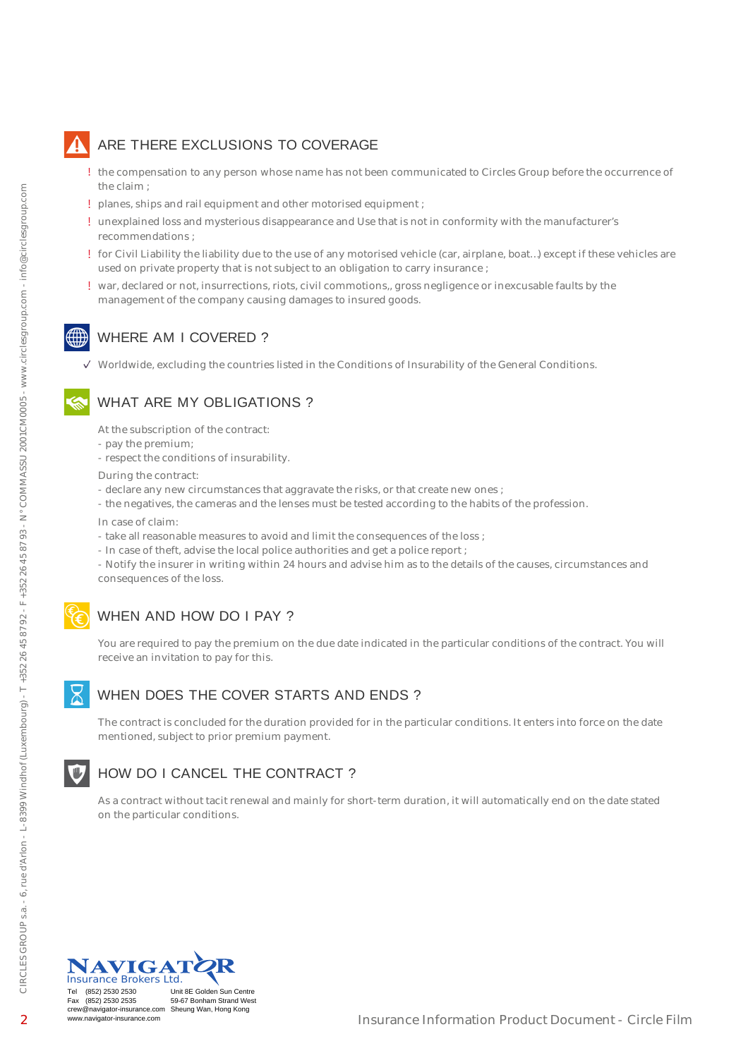## ARE THERE EXCLUSIONS TO COVERAGE

- ! the compensation to any person whose name has not been communicated to Circles Group before the occurrence of the claim ;
- ! planes, ships and rail equipment and other motorised equipment ;
- ! unexplained loss and mysterious disappearance and Use that is not in conformity with the manufacturer's recommendations ;
- ! for Civil Liability the liability due to the use of any motorised vehicle (car, airplane, boat...) except if these vehicles are used on private property that is not subject to an obligation to carry insurance ;
- ! war, declared or not, insurrections, riots, civil commotions,, gross negligence or inexcusable faults by the management of the company causing damages to insured goods.

## WHERE AM I COVERED ?

✓ Worldwide, excluding the countries listed in the Conditions of Insurability of the General Conditions.

## WHAT ARE MY OBLIGATIONS ?

At the subscription of the contract:
- pay the premium;
- respect the conditions of insurability.

During the contract:
- declare any new circumstances that aggravate the risks, or that create new ones ;
- the negatives, the cameras and the lenses must be tested according to the habits of the profession.

In case of claim:
- take all reasonable measures to avoid and limit the consequences of the loss ;
- In case of theft, advise the local police authorities and get a police report ;
- Notify the insurer in writing within 24 hours and advise him as to the details of the causes, circumstances and consequences of the loss.

## WHEN AND HOW DO I PAY ?

You are required to pay the premium on the due date indicated in the particular conditions of the contract. You will receive an invitation to pay for this.

## WHEN DOES THE COVER STARTS AND ENDS ?

The contract is concluded for the duration provided for in the particular conditions. It enters into force on the date mentioned, subject to prior premium payment.

## HOW DO I CANCEL THE CONTRACT ?

As a contract without tacit renewal and mainly for short-term duration, it will automatically end on the date stated on the particular conditions.

NAVIGATOR Insurance Brokers Ltd.

Tel (852) 2530 2530
Fax (852) 2530 2535
crew@navigator-insurance.com
www.navigator-insurance.com

Unit 8E Golden Sun Centre
59-67 Bonham Strand West
Sheung Wan, Hong Kong